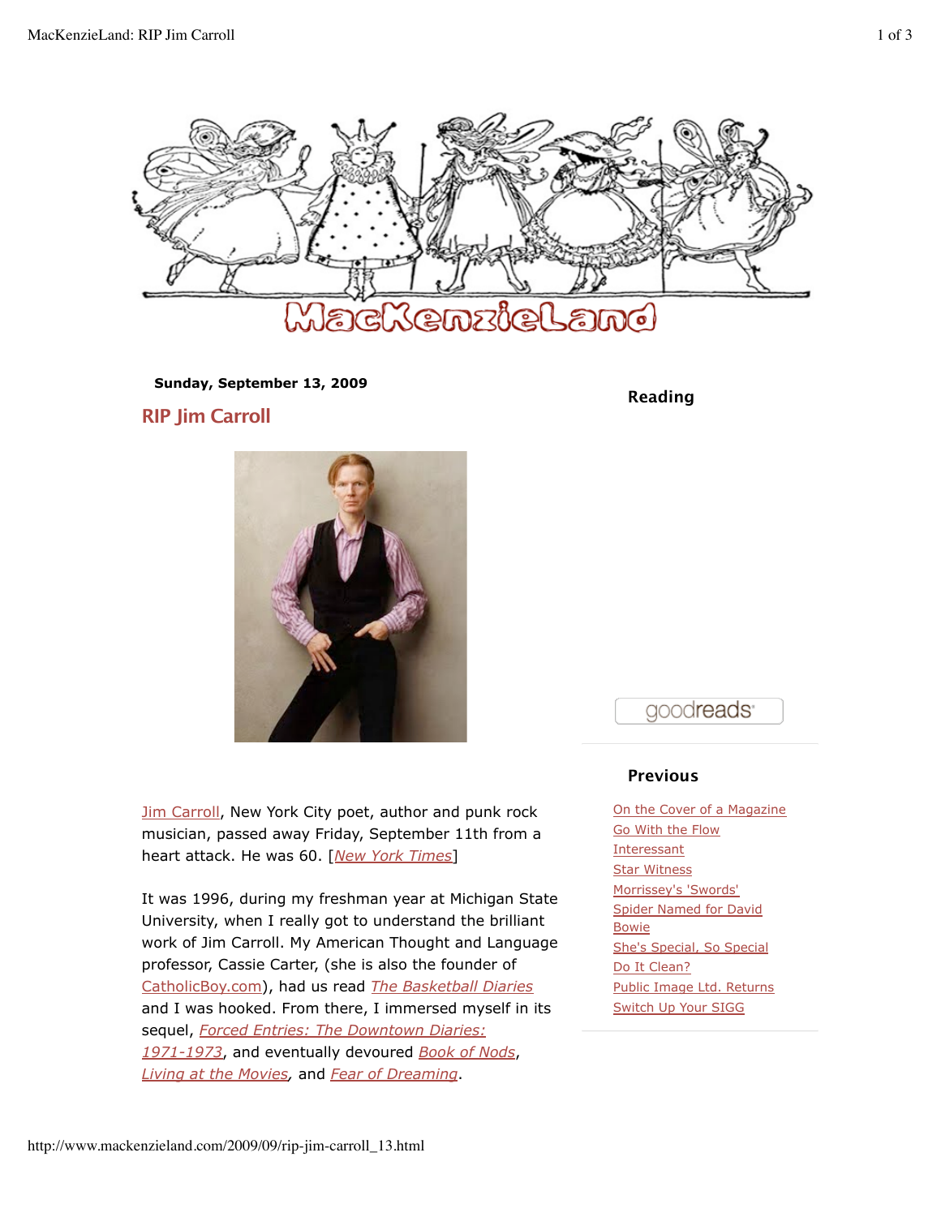# MacKenzieLand

**Sunday, September 13, 2009**

## RIP Jim Carroll

Jim Carroll, New York City poet, author and punk rock musician, passed away Friday, September 11th from a heart attack. He was 60. [*New York Times*]

It was 1996, during my freshman year at Michigan State University, when I really got to understand the brilliant work of Jim Carroll. My American Thought and Language professor, Cassie Carter, (she is also the founder of CatholicBoy.com), had us read *The Basketball Diaries* and I was hooked. From there, I immersed myself in its sequel, *Forced Entries: The Downtown Diaries: 1971-1973*, and eventually devoured *Book of Nods*, *Living at the Movies*, and *Fear of Dreaming*.

### Reading

goodreads

### Previous

- On the Cover of a Magazine
- Go With the Flow
- Interessant
- Star Witness
- Morrissey's 'Swords'
- Spider Named for David Bowie
- She's Special, So Special
- Do It Clean?
- Public Image Ltd. Returns
- Switch Up Your SIGG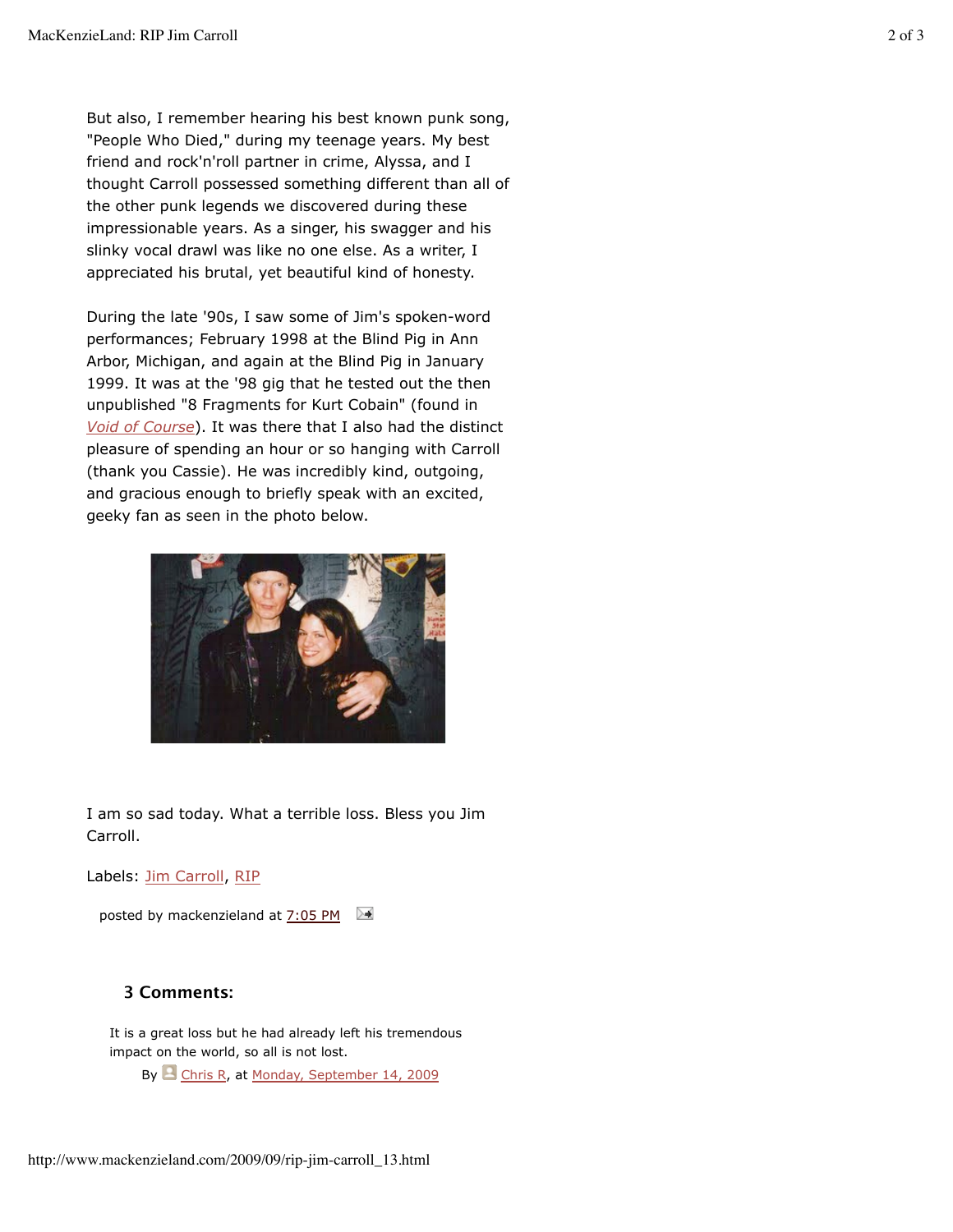But also, I remember hearing his best known punk song, "People Who Died," during my teenage years. My best friend and rock'n'roll partner in crime, Alyssa, and I thought Carroll possessed something different than all of the other punk legends we discovered during these impressionable years. As a singer, his swagger and his slinky vocal drawl was like no one else. As a writer, I appreciated his brutal, yet beautiful kind of honesty.

During the late '90s, I saw some of Jim's spoken-word performances; February 1998 at the Blind Pig in Ann Arbor, Michigan, and again at the Blind Pig in January 1999. It was at the '98 gig that he tested out the then unpublished "8 Fragments for Kurt Cobain" (found in *Void of Course*). It was there that I also had the distinct pleasure of spending an hour or so hanging with Carroll (thank you Cassie). He was incredibly kind, outgoing, and gracious enough to briefly speak with an excited, geeky fan as seen in the photo below.

I am so sad today. What a terrible loss. Bless you Jim Carroll.

Labels: Jim Carroll, RIP

posted by mackenzieland at 7:05 PM

### 3 Comments:

It is a great loss but he had already left his tremendous impact on the world, so all is not lost.

By Chris R, at Monday, September 14, 2009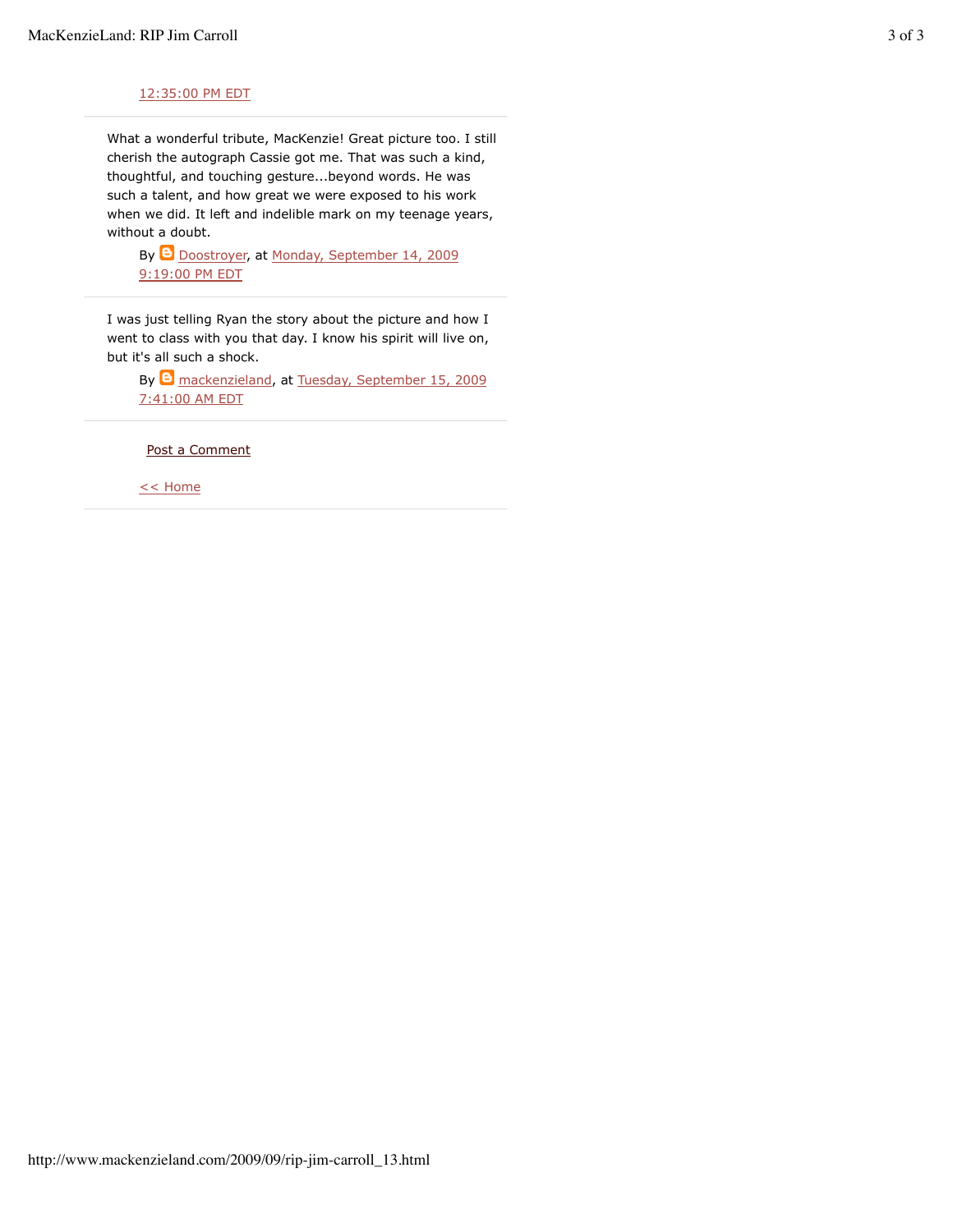12:35:00 PM EDT

---

What a wonderful tribute, MacKenzie! Great picture too. I still cherish the autograph Cassie got me. That was such a kind, thoughtful, and touching gesture...beyond words. He was such a talent, and how great we were exposed to his work when we did. It left and indelible mark on my teenage years, without a doubt.

By Doostroyer, at Monday, September 14, 2009 9:19:00 PM EDT

---

I was just telling Ryan the story about the picture and how I went to class with you that day. I know his spirit will live on, but it's all such a shock.

By mackenzieland, at Tuesday, September 15, 2009 7:41:00 AM EDT

---

Post a Comment

<< Home